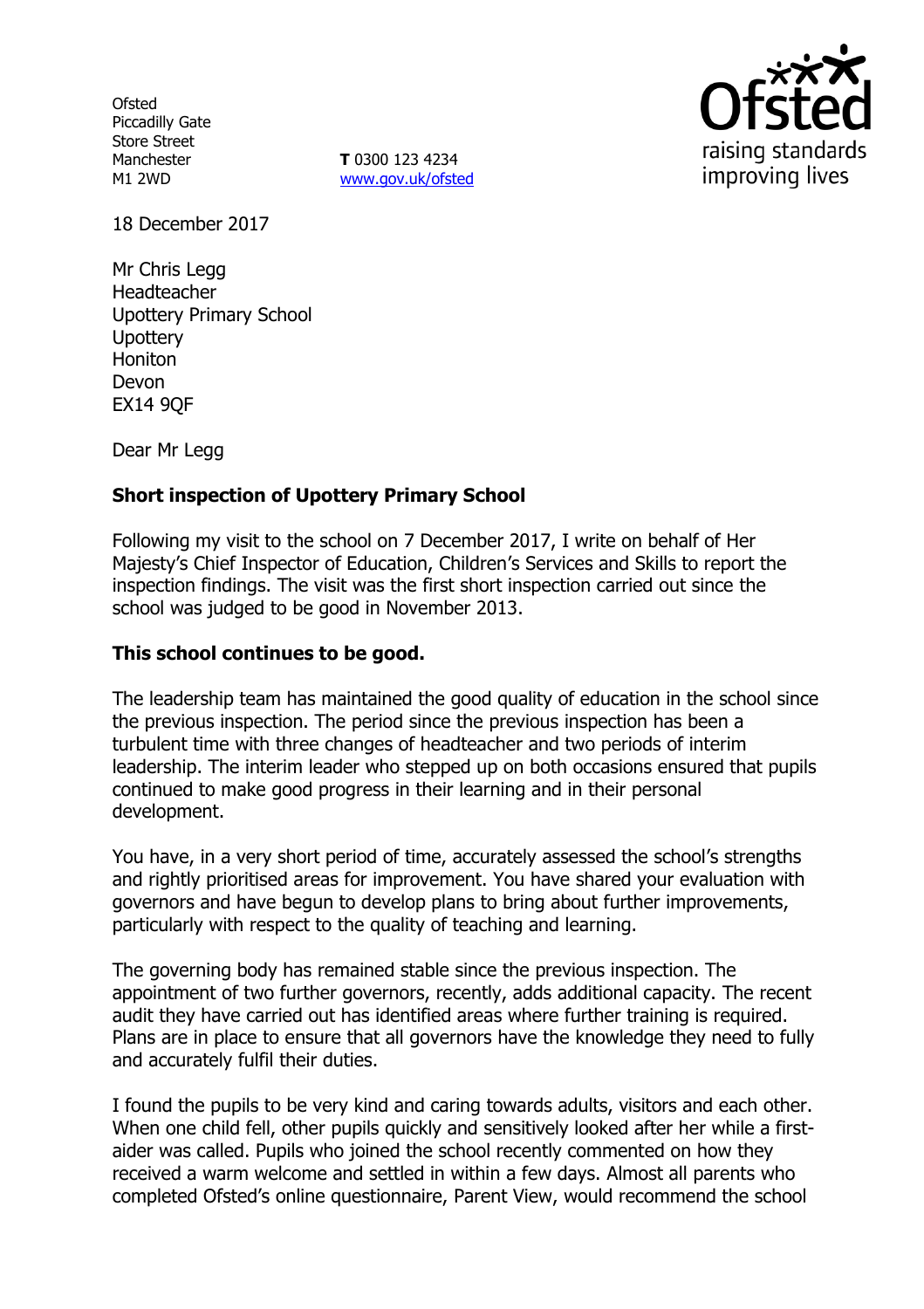Ofsted
Piccadilly Gate
Store Street
Manchester
M1 2WD

**T** 0300 123 4234
www.gov.uk/ofsted

raising standards
improving lives

18 December 2017

Mr Chris Legg
Headteacher
Upottery Primary School
Upottery
Honiton
Devon
EX14 9QF

Dear Mr Legg

**Short inspection of Upottery Primary School**

Following my visit to the school on 7 December 2017, I write on behalf of Her Majesty's Chief Inspector of Education, Children's Services and Skills to report the inspection findings. The visit was the first short inspection carried out since the school was judged to be good in November 2013.

**This school continues to be good.**

The leadership team has maintained the good quality of education in the school since the previous inspection. The period since the previous inspection has been a turbulent time with three changes of headteacher and two periods of interim leadership. The interim leader who stepped up on both occasions ensured that pupils continued to make good progress in their learning and in their personal development.

You have, in a very short period of time, accurately assessed the school's strengths and rightly prioritised areas for improvement. You have shared your evaluation with governors and have begun to develop plans to bring about further improvements, particularly with respect to the quality of teaching and learning.

The governing body has remained stable since the previous inspection. The appointment of two further governors, recently, adds additional capacity. The recent audit they have carried out has identified areas where further training is required. Plans are in place to ensure that all governors have the knowledge they need to fully and accurately fulfil their duties.

I found the pupils to be very kind and caring towards adults, visitors and each other. When one child fell, other pupils quickly and sensitively looked after her while a first-aider was called. Pupils who joined the school recently commented on how they received a warm welcome and settled in within a few days. Almost all parents who completed Ofsted's online questionnaire, Parent View, would recommend the school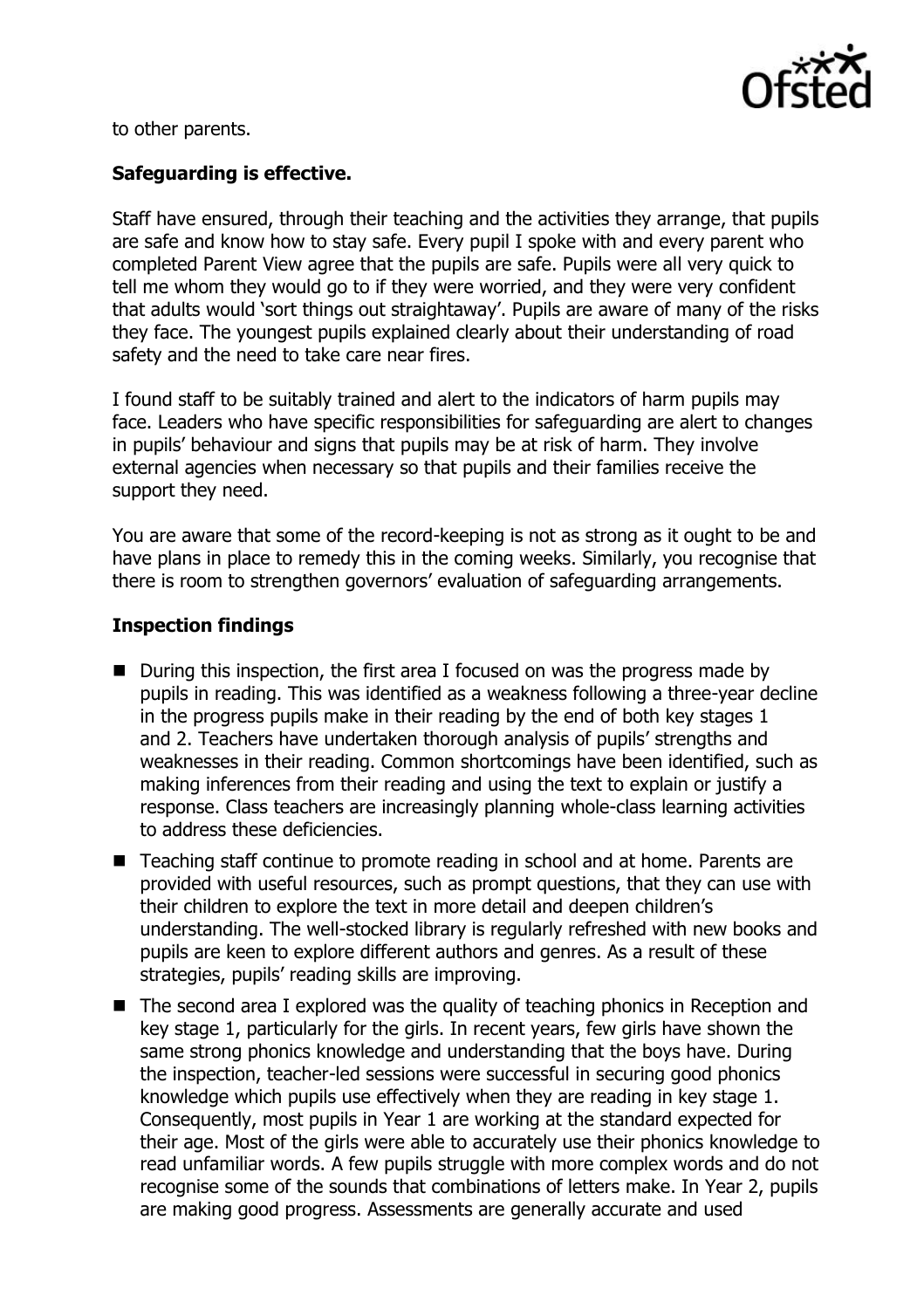to other parents.

**Safeguarding is effective.**

Staff have ensured, through their teaching and the activities they arrange, that pupils are safe and know how to stay safe. Every pupil I spoke with and every parent who completed Parent View agree that the pupils are safe. Pupils were all very quick to tell me whom they would go to if they were worried, and they were very confident that adults would 'sort things out straightaway'. Pupils are aware of many of the risks they face. The youngest pupils explained clearly about their understanding of road safety and the need to take care near fires.

I found staff to be suitably trained and alert to the indicators of harm pupils may face. Leaders who have specific responsibilities for safeguarding are alert to changes in pupils' behaviour and signs that pupils may be at risk of harm. They involve external agencies when necessary so that pupils and their families receive the support they need.

You are aware that some of the record-keeping is not as strong as it ought to be and have plans in place to remedy this in the coming weeks. Similarly, you recognise that there is room to strengthen governors' evaluation of safeguarding arrangements.

**Inspection findings**

- During this inspection, the first area I focused on was the progress made by pupils in reading. This was identified as a weakness following a three-year decline in the progress pupils make in their reading by the end of both key stages 1 and 2. Teachers have undertaken thorough analysis of pupils' strengths and weaknesses in their reading. Common shortcomings have been identified, such as making inferences from their reading and using the text to explain or justify a response. Class teachers are increasingly planning whole-class learning activities to address these deficiencies.
- Teaching staff continue to promote reading in school and at home. Parents are provided with useful resources, such as prompt questions, that they can use with their children to explore the text in more detail and deepen children's understanding. The well-stocked library is regularly refreshed with new books and pupils are keen to explore different authors and genres. As a result of these strategies, pupils' reading skills are improving.
- The second area I explored was the quality of teaching phonics in Reception and key stage 1, particularly for the girls. In recent years, few girls have shown the same strong phonics knowledge and understanding that the boys have. During the inspection, teacher-led sessions were successful in securing good phonics knowledge which pupils use effectively when they are reading in key stage 1. Consequently, most pupils in Year 1 are working at the standard expected for their age. Most of the girls were able to accurately use their phonics knowledge to read unfamiliar words. A few pupils struggle with more complex words and do not recognise some of the sounds that combinations of letters make. In Year 2, pupils are making good progress. Assessments are generally accurate and used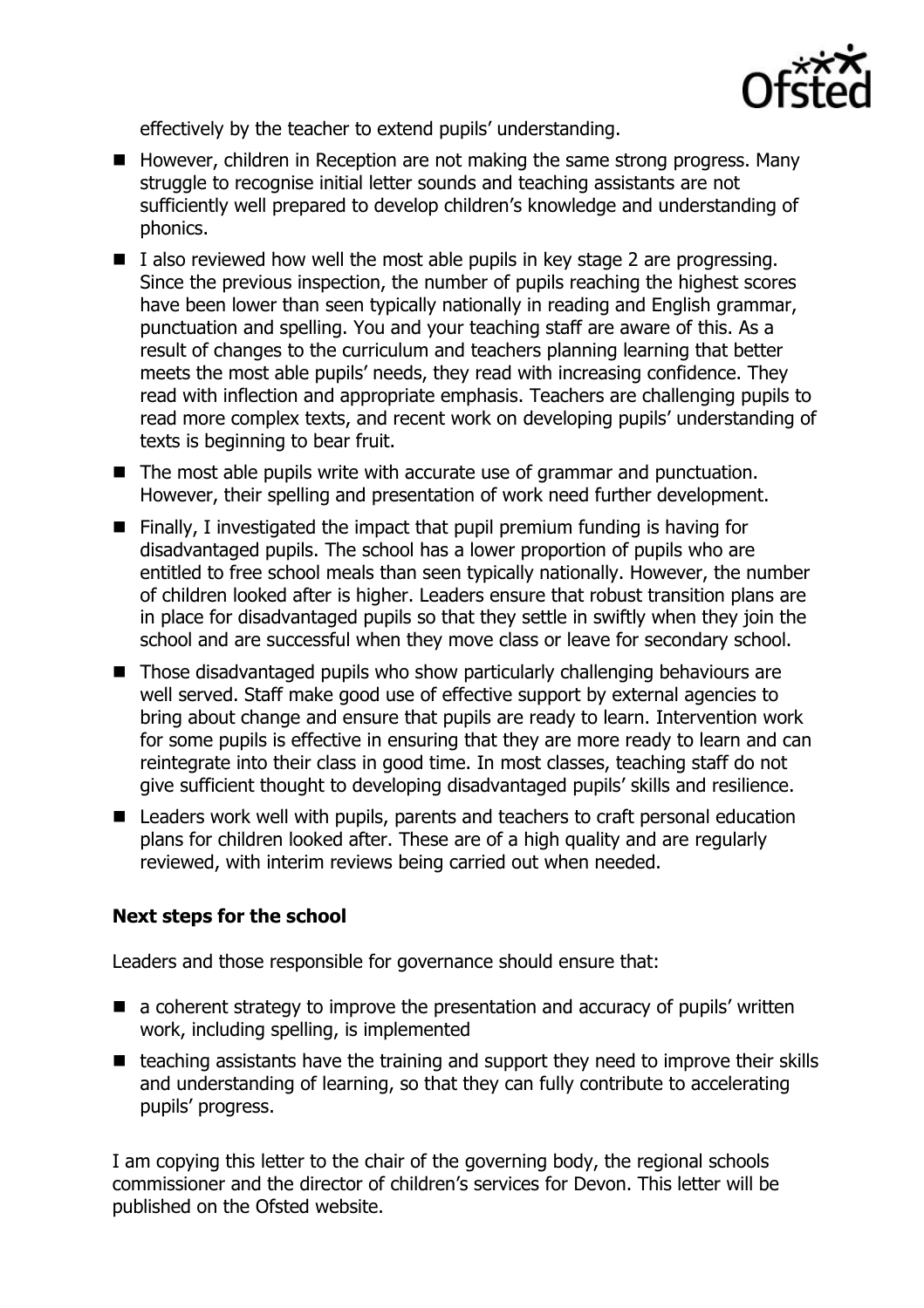effectively by the teacher to extend pupils' understanding.

- However, children in Reception are not making the same strong progress. Many struggle to recognise initial letter sounds and teaching assistants are not sufficiently well prepared to develop children's knowledge and understanding of phonics.
- I also reviewed how well the most able pupils in key stage 2 are progressing. Since the previous inspection, the number of pupils reaching the highest scores have been lower than seen typically nationally in reading and English grammar, punctuation and spelling. You and your teaching staff are aware of this. As a result of changes to the curriculum and teachers planning learning that better meets the most able pupils' needs, they read with increasing confidence. They read with inflection and appropriate emphasis. Teachers are challenging pupils to read more complex texts, and recent work on developing pupils' understanding of texts is beginning to bear fruit.
- The most able pupils write with accurate use of grammar and punctuation. However, their spelling and presentation of work need further development.
- Finally, I investigated the impact that pupil premium funding is having for disadvantaged pupils. The school has a lower proportion of pupils who are entitled to free school meals than seen typically nationally. However, the number of children looked after is higher. Leaders ensure that robust transition plans are in place for disadvantaged pupils so that they settle in swiftly when they join the school and are successful when they move class or leave for secondary school.
- Those disadvantaged pupils who show particularly challenging behaviours are well served. Staff make good use of effective support by external agencies to bring about change and ensure that pupils are ready to learn. Intervention work for some pupils is effective in ensuring that they are more ready to learn and can reintegrate into their class in good time. In most classes, teaching staff do not give sufficient thought to developing disadvantaged pupils' skills and resilience.
- Leaders work well with pupils, parents and teachers to craft personal education plans for children looked after. These are of a high quality and are regularly reviewed, with interim reviews being carried out when needed.

## Next steps for the school

Leaders and those responsible for governance should ensure that:

- a coherent strategy to improve the presentation and accuracy of pupils' written work, including spelling, is implemented
- teaching assistants have the training and support they need to improve their skills and understanding of learning, so that they can fully contribute to accelerating pupils' progress.

I am copying this letter to the chair of the governing body, the regional schools commissioner and the director of children's services for Devon. This letter will be published on the Ofsted website.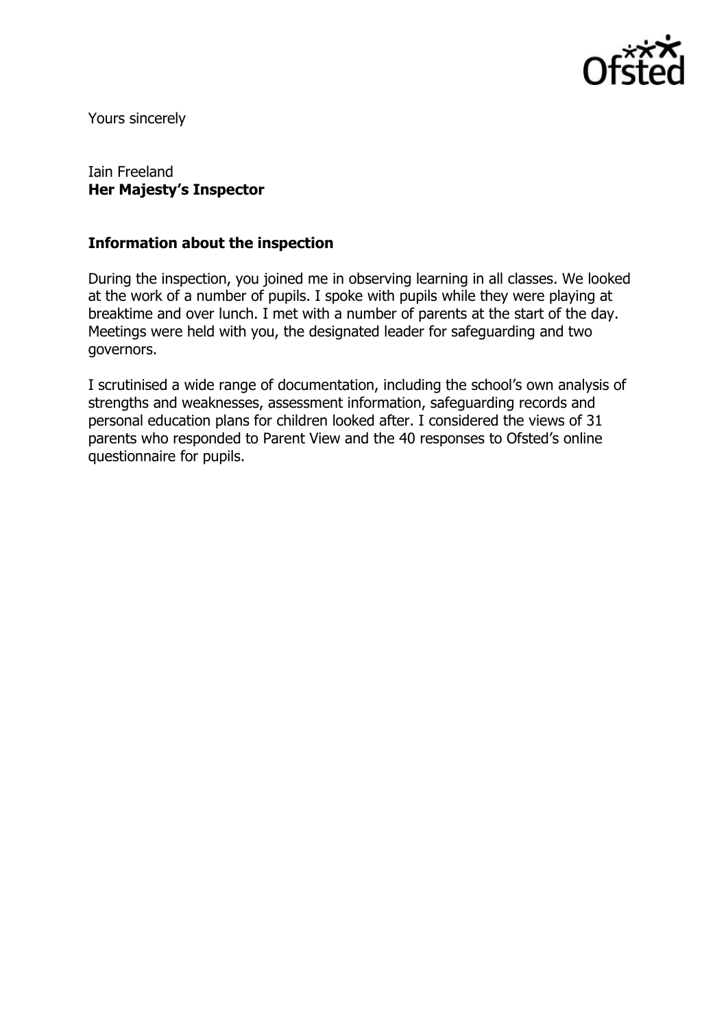Yours sincerely

Iain Freeland
**Her Majesty's Inspector**

**Information about the inspection**

During the inspection, you joined me in observing learning in all classes. We looked at the work of a number of pupils. I spoke with pupils while they were playing at breaktime and over lunch. I met with a number of parents at the start of the day. Meetings were held with you, the designated leader for safeguarding and two governors.

I scrutinised a wide range of documentation, including the school's own analysis of strengths and weaknesses, assessment information, safeguarding records and personal education plans for children looked after. I considered the views of 31 parents who responded to Parent View and the 40 responses to Ofsted's online questionnaire for pupils.